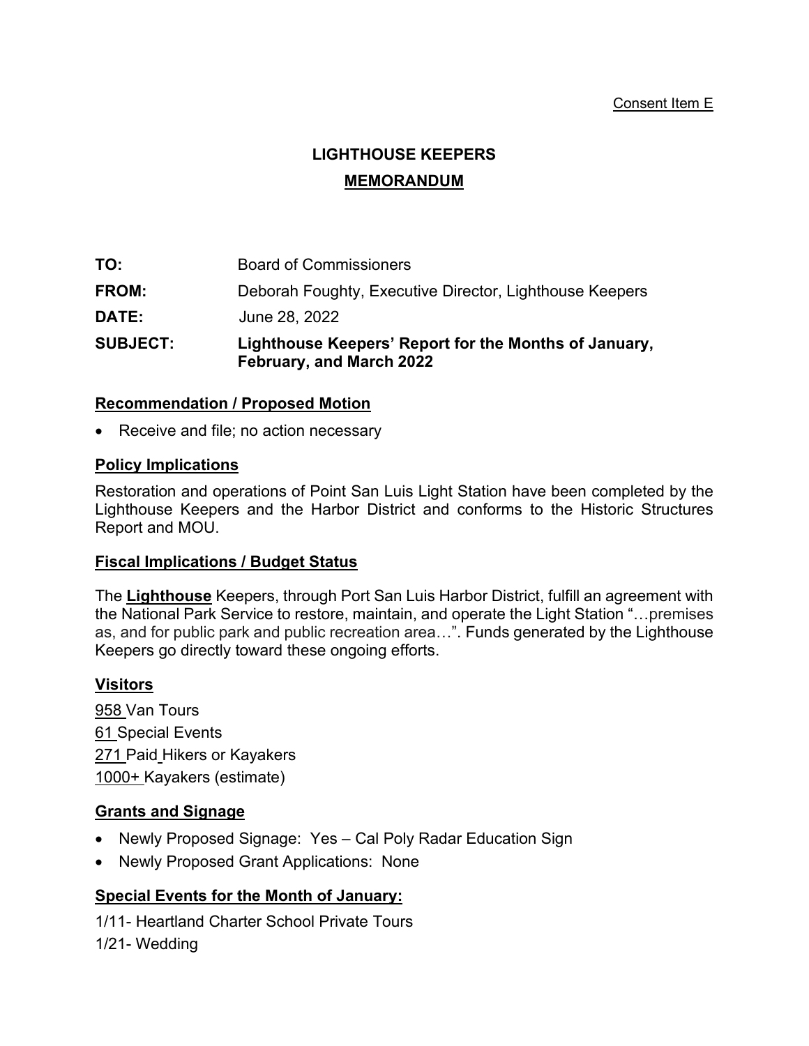Consent Item E

# LIGHTHOUSE KEEPERS

## MEMORANDUM

**TO:** Board of Commissioners

**FROM:** Deborah Foughty, Executive Director, Lighthouse Keepers

**DATE:** June 28, 2022

**SUBJECT:** **Lighthouse Keepers' Report for the Months of January, February, and March 2022**

### Recommendation / Proposed Motion

- Receive and file; no action necessary

### Policy Implications

Restoration and operations of Point San Luis Light Station have been completed by the Lighthouse Keepers and the Harbor District and conforms to the Historic Structures Report and MOU.

### Fiscal Implications / Budget Status

The **Lighthouse** Keepers, through Port San Luis Harbor District, fulfill an agreement with the National Park Service to restore, maintain, and operate the Light Station "…premises as, and for public park and public recreation area…". Funds generated by the Lighthouse Keepers go directly toward these ongoing efforts.

### Visitors

958 Van Tours
61 Special Events
271 Paid Hikers or Kayakers
1000+ Kayakers (estimate)

### Grants and Signage

- Newly Proposed Signage: Yes – Cal Poly Radar Education Sign
- Newly Proposed Grant Applications: None

### Special Events for the Month of January:

1/11- Heartland Charter School Private Tours
1/21- Wedding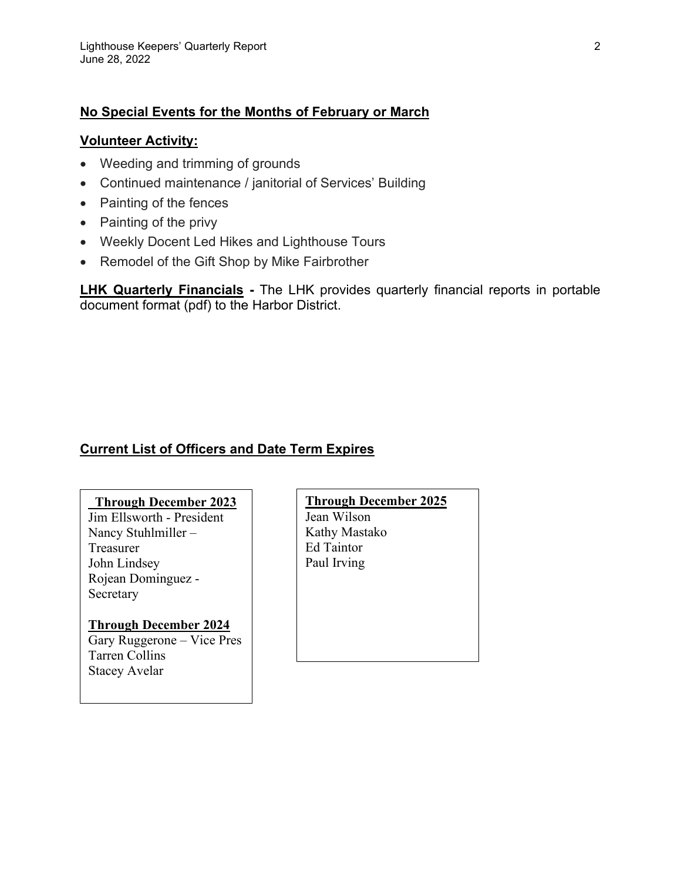## No Special Events for the Months of February or March

## Volunteer Activity:

- Weeding and trimming of grounds
- Continued maintenance / janitorial of Services' Building
- Painting of the fences
- Painting of the privy
- Weekly Docent Led Hikes and Lighthouse Tours
- Remodel of the Gift Shop by Mike Fairbrother

**LHK Quarterly Financials -** The LHK provides quarterly financial reports in portable document format (pdf) to the Harbor District.

## Current List of Officers and Date Term Expires

**Through December 2023**
Jim Ellsworth - President
Nancy Stuhlmiller – Treasurer
John Lindsey
Rojean Dominguez - Secretary

**Through December 2024**
Gary Ruggerone – Vice Pres
Tarren Collins
Stacey Avelar

**Through December 2025**
Jean Wilson
Kathy Mastako
Ed Taintor
Paul Irving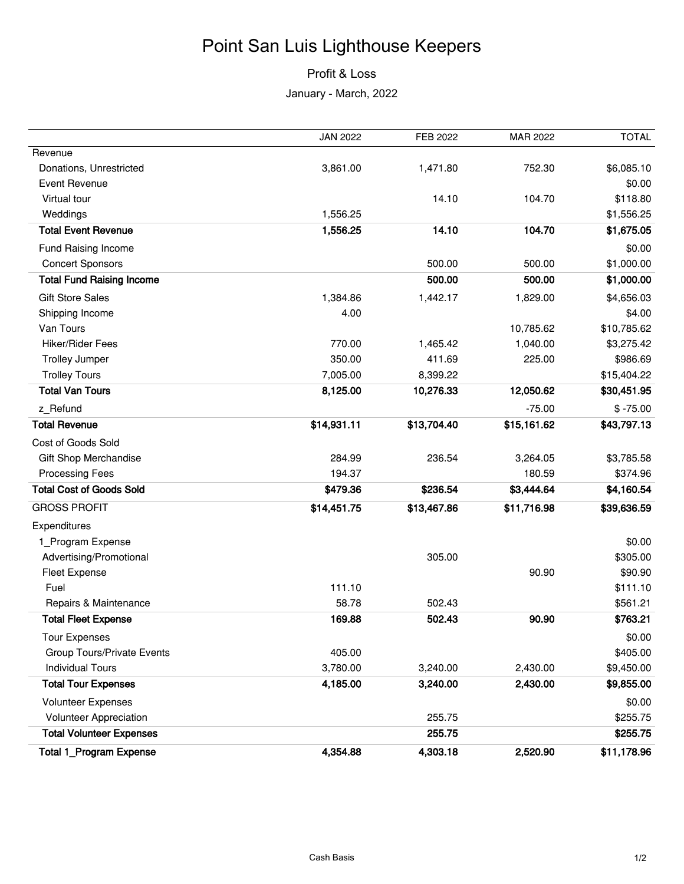# Point San Luis Lighthouse Keepers

## Profit & Loss

January - March, 2022

| | JAN 2022 | FEB 2022 | MAR 2022 | TOTAL |
|---|---|---|---|---|
| Revenue | | | | |
| Donations, Unrestricted | 3,861.00 | 1,471.80 | 752.30 | $6,085.10 |
| Event Revenue | | | | $0.00 |
| Virtual tour | | 14.10 | 104.70 | $118.80 |
| Weddings | 1,556.25 | | | $1,556.25 |
| **Total Event Revenue** | **1,556.25** | **14.10** | **104.70** | **$1,675.05** |
| Fund Raising Income | | | | $0.00 |
| Concert Sponsors | | 500.00 | 500.00 | $1,000.00 |
| **Total Fund Raising Income** | | **500.00** | **500.00** | **$1,000.00** |
| Gift Store Sales | 1,384.86 | 1,442.17 | 1,829.00 | $4,656.03 |
| Shipping Income | 4.00 | | | $4.00 |
| Van Tours | | | 10,785.62 | $10,785.62 |
| Hiker/Rider Fees | 770.00 | 1,465.42 | 1,040.00 | $3,275.42 |
| Trolley Jumper | 350.00 | 411.69 | 225.00 | $986.69 |
| Trolley Tours | 7,005.00 | 8,399.22 | | $15,404.22 |
| **Total Van Tours** | **8,125.00** | **10,276.33** | **12,050.62** | **$30,451.95** |
| z_Refund | | | -75.00 | $ -75.00 |
| **Total Revenue** | **$14,931.11** | **$13,704.40** | **$15,161.62** | **$43,797.13** |
| Cost of Goods Sold | | | | |
| Gift Shop Merchandise | 284.99 | 236.54 | 3,264.05 | $3,785.58 |
| Processing Fees | 194.37 | | 180.59 | $374.96 |
| **Total Cost of Goods Sold** | **$479.36** | **$236.54** | **$3,444.64** | **$4,160.54** |
| GROSS PROFIT | **$14,451.75** | **$13,467.86** | **$11,716.98** | **$39,636.59** |
| Expenditures | | | | |
| 1_Program Expense | | | | $0.00 |
| Advertising/Promotional | | 305.00 | | $305.00 |
| Fleet Expense | | | 90.90 | $90.90 |
| Fuel | 111.10 | | | $111.10 |
| Repairs & Maintenance | 58.78 | 502.43 | | $561.21 |
| **Total Fleet Expense** | **169.88** | **502.43** | **90.90** | **$763.21** |
| Tour Expenses | | | | $0.00 |
| Group Tours/Private Events | 405.00 | | | $405.00 |
| Individual Tours | 3,780.00 | 3,240.00 | 2,430.00 | $9,450.00 |
| **Total Tour Expenses** | **4,185.00** | **3,240.00** | **2,430.00** | **$9,855.00** |
| Volunteer Expenses | | | | $0.00 |
| Volunteer Appreciation | | 255.75 | | $255.75 |
| **Total Volunteer Expenses** | | **255.75** | | **$255.75** |
| **Total 1_Program Expense** | **4,354.88** | **4,303.18** | **2,520.90** | **$11,178.96** |

Cash Basis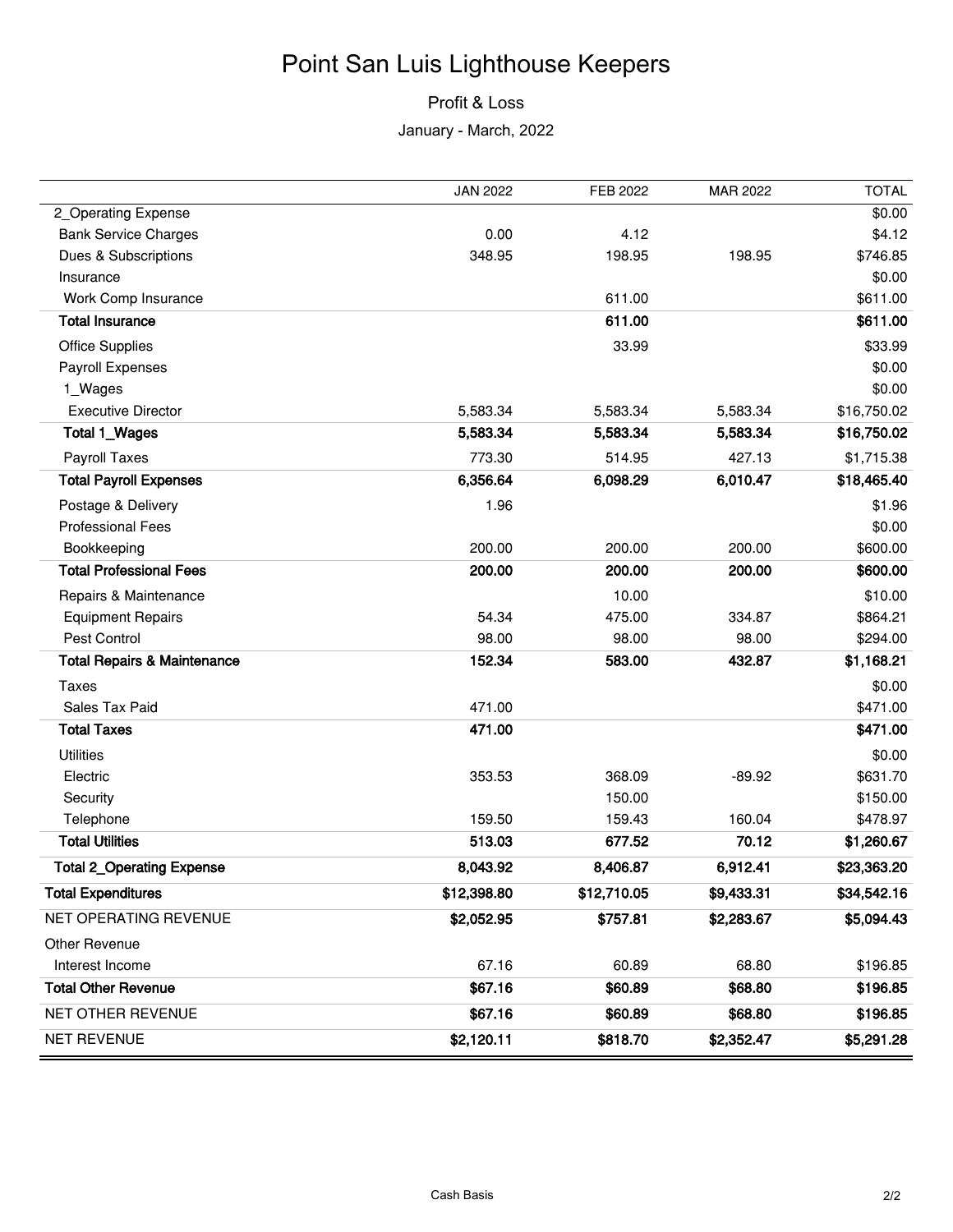# Point San Luis Lighthouse Keepers

## Profit & Loss

January - March, 2022

| | JAN 2022 | FEB 2022 | MAR 2022 | TOTAL |
|---|---|---|---|---|
| 2_Operating Expense | | | | $0.00 |
| Bank Service Charges | 0.00 | 4.12 | | $4.12 |
| Dues & Subscriptions | 348.95 | 198.95 | 198.95 | $746.85 |
| Insurance | | | | $0.00 |
| Work Comp Insurance | | 611.00 | | $611.00 |
| **Total Insurance** | | **611.00** | | **$611.00** |
| Office Supplies | | 33.99 | | $33.99 |
| Payroll Expenses | | | | $0.00 |
| 1_Wages | | | | $0.00 |
| Executive Director | 5,583.34 | 5,583.34 | 5,583.34 | $16,750.02 |
| **Total 1_Wages** | **5,583.34** | **5,583.34** | **5,583.34** | **$16,750.02** |
| Payroll Taxes | 773.30 | 514.95 | 427.13 | $1,715.38 |
| **Total Payroll Expenses** | **6,356.64** | **6,098.29** | **6,010.47** | **$18,465.40** |
| Postage & Delivery | 1.96 | | | $1.96 |
| Professional Fees | | | | $0.00 |
| Bookkeeping | 200.00 | 200.00 | 200.00 | $600.00 |
| **Total Professional Fees** | **200.00** | **200.00** | **200.00** | **$600.00** |
| Repairs & Maintenance | | 10.00 | | $10.00 |
| Equipment Repairs | 54.34 | 475.00 | 334.87 | $864.21 |
| Pest Control | 98.00 | 98.00 | 98.00 | $294.00 |
| **Total Repairs & Maintenance** | **152.34** | **583.00** | **432.87** | **$1,168.21** |
| Taxes | | | | $0.00 |
| Sales Tax Paid | 471.00 | | | $471.00 |
| **Total Taxes** | **471.00** | | | **$471.00** |
| Utilities | | | | $0.00 |
| Electric | 353.53 | 368.09 | -89.92 | $631.70 |
| Security | | 150.00 | | $150.00 |
| Telephone | 159.50 | 159.43 | 160.04 | $478.97 |
| **Total Utilities** | **513.03** | **677.52** | **70.12** | **$1,260.67** |
| **Total 2_Operating Expense** | **8,043.92** | **8,406.87** | **6,912.41** | **$23,363.20** |
| **Total Expenditures** | **$12,398.80** | **$12,710.05** | **$9,433.31** | **$34,542.16** |
| NET OPERATING REVENUE | **$2,052.95** | **$757.81** | **$2,283.67** | **$5,094.43** |
| Other Revenue | | | | |
| Interest Income | 67.16 | 60.89 | 68.80 | $196.85 |
| **Total Other Revenue** | **$67.16** | **$60.89** | **$68.80** | **$196.85** |
| NET OTHER REVENUE | **$67.16** | **$60.89** | **$68.80** | **$196.85** |
| NET REVENUE | **$2,120.11** | **$818.70** | **$2,352.47** | **$5,291.28** |

Cash Basis